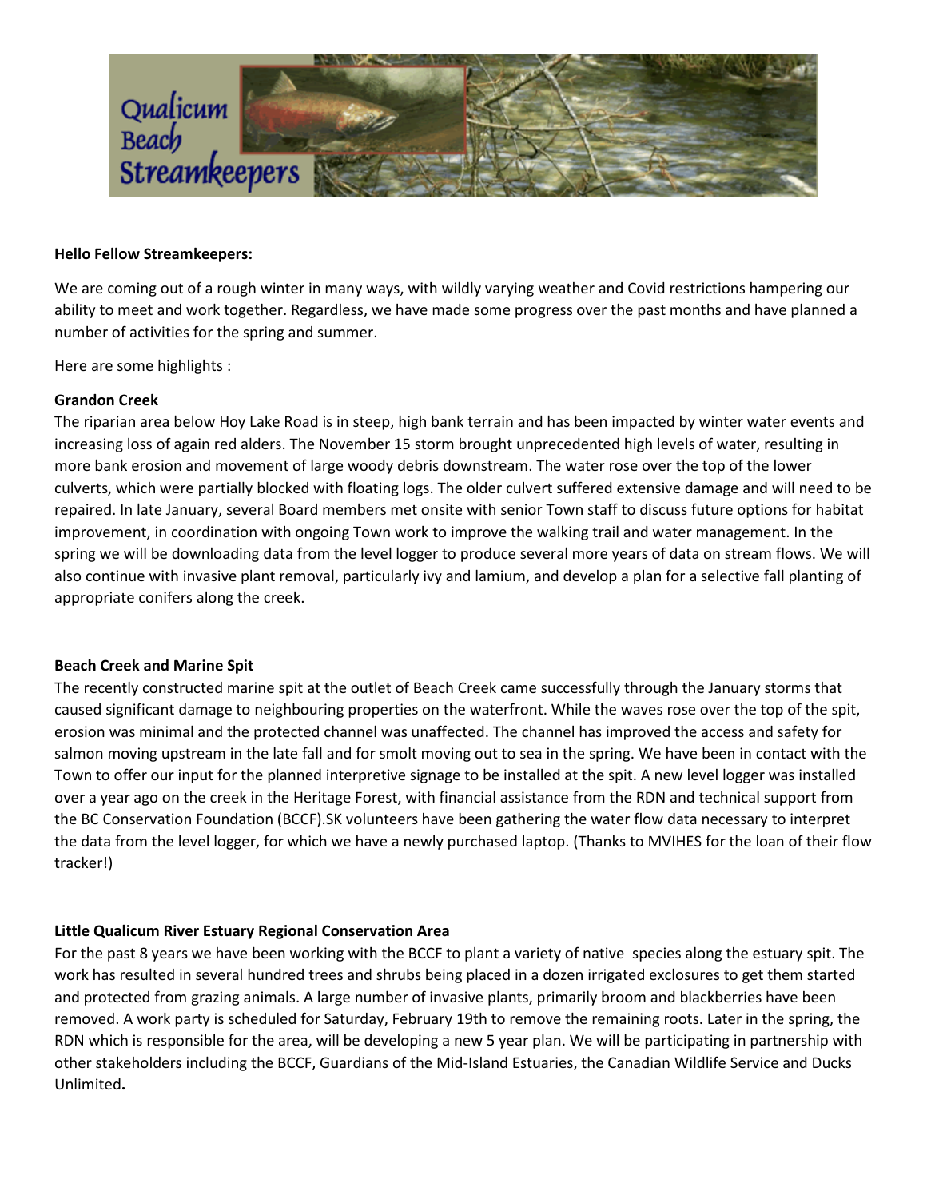Qualicum Beach Streamkeepers

**Hello Fellow Streamkeepers:**

We are coming out of a rough winter in many ways, with wildly varying weather and Covid restrictions hampering our ability to meet and work together. Regardless, we have made some progress over the past months and have planned a number of activities for the spring and summer.

Here are some highlights :

**Grandon Creek**

The riparian area below Hoy Lake Road is in steep, high bank terrain and has been impacted by winter water events and increasing loss of again red alders. The November 15 storm brought unprecedented high levels of water, resulting in more bank erosion and movement of large woody debris downstream. The water rose over the top of the lower culverts, which were partially blocked with floating logs. The older culvert suffered extensive damage and will need to be repaired. In late January, several Board members met onsite with senior Town staff to discuss future options for habitat improvement, in coordination with ongoing Town work to improve the walking trail and water management. In the spring we will be downloading data from the level logger to produce several more years of data on stream flows. We will also continue with invasive plant removal, particularly ivy and lamium, and develop a plan for a selective fall planting of appropriate conifers along the creek.

**Beach Creek and Marine Spit**

The recently constructed marine spit at the outlet of Beach Creek came successfully through the January storms that caused significant damage to neighbouring properties on the waterfront. While the waves rose over the top of the spit, erosion was minimal and the protected channel was unaffected. The channel has improved the access and safety for salmon moving upstream in the late fall and for smolt moving out to sea in the spring. We have been in contact with the Town to offer our input for the planned interpretive signage to be installed at the spit. A new level logger was installed over a year ago on the creek in the Heritage Forest, with financial assistance from the RDN and technical support from the BC Conservation Foundation (BCCF).SK volunteers have been gathering the water flow data necessary to interpret the data from the level logger, for which we have a newly purchased laptop. (Thanks to MVIHES for the loan of their flow tracker!)

**Little Qualicum River Estuary Regional Conservation Area**

For the past 8 years we have been working with the BCCF to plant a variety of native species along the estuary spit. The work has resulted in several hundred trees and shrubs being placed in a dozen irrigated exclosures to get them started and protected from grazing animals. A large number of invasive plants, primarily broom and blackberries have been removed. A work party is scheduled for Saturday, February 19th to remove the remaining roots. Later in the spring, the RDN which is responsible for the area, will be developing a new 5 year plan. We will be participating in partnership with other stakeholders including the BCCF, Guardians of the Mid-Island Estuaries, the Canadian Wildlife Service and Ducks Unlimited**.**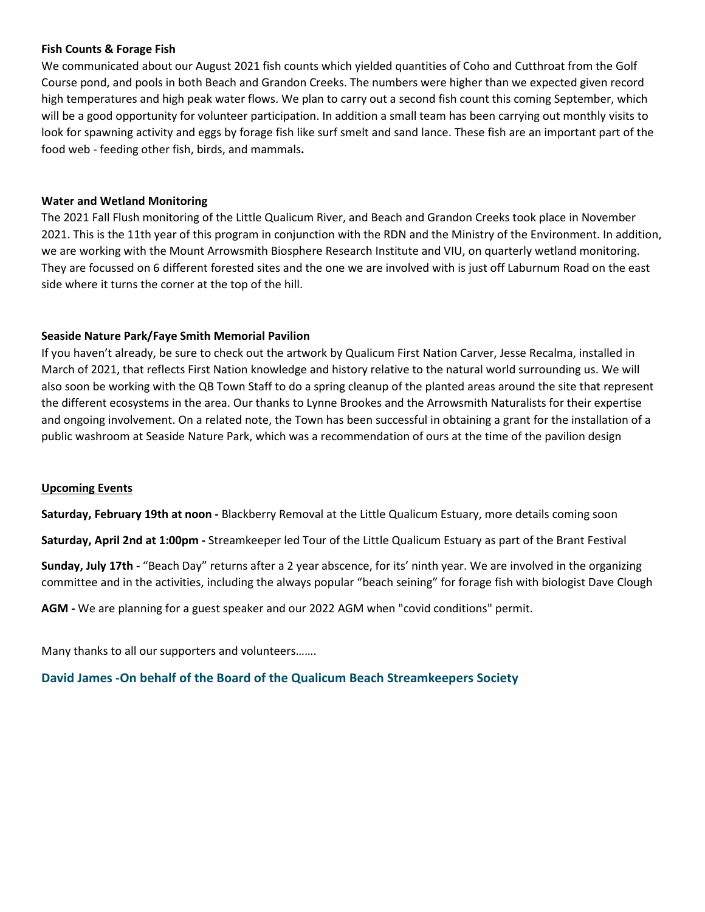**Fish Counts & Forage Fish**

We communicated about our August 2021 fish counts which yielded quantities of Coho and Cutthroat from the Golf Course pond, and pools in both Beach and Grandon Creeks. The numbers were higher than we expected given record high temperatures and high peak water flows. We plan to carry out a second fish count this coming September, which will be a good opportunity for volunteer participation. In addition a small team has been carrying out monthly visits to look for spawning activity and eggs by forage fish like surf smelt and sand lance. These fish are an important part of the food web - feeding other fish, birds, and mammals**.**

**Water and Wetland Monitoring**

The 2021 Fall Flush monitoring of the Little Qualicum River, and Beach and Grandon Creeks took place in November 2021. This is the 11th year of this program in conjunction with the RDN and the Ministry of the Environment. In addition, we are working with the Mount Arrowsmith Biosphere Research Institute and VIU, on quarterly wetland monitoring. They are focussed on 6 different forested sites and the one we are involved with is just off Laburnum Road on the east side where it turns the corner at the top of the hill.

**Seaside Nature Park/Faye Smith Memorial Pavilion**

If you haven't already, be sure to check out the artwork by Qualicum First Nation Carver, Jesse Recalma, installed in March of 2021, that reflects First Nation knowledge and history relative to the natural world surrounding us. We will also soon be working with the QB Town Staff to do a spring cleanup of the planted areas around the site that represent the different ecosystems in the area. Our thanks to Lynne Brookes and the Arrowsmith Naturalists for their expertise and ongoing involvement. On a related note, the Town has been successful in obtaining a grant for the installation of a public washroom at Seaside Nature Park, which was a recommendation of ours at the time of the pavilion design

**Upcoming Events**

**Saturday, February 19th at noon -** Blackberry Removal at the Little Qualicum Estuary, more details coming soon

**Saturday, April 2nd at 1:00pm -** Streamkeeper led Tour of the Little Qualicum Estuary as part of the Brant Festival

**Sunday, July 17th -** "Beach Day" returns after a 2 year abscence, for its' ninth year. We are involved in the organizing committee and in the activities, including the always popular "beach seining" for forage fish with biologist Dave Clough

**AGM -** We are planning for a guest speaker and our 2022 AGM when "covid conditions" permit.

Many thanks to all our supporters and volunteers…….

**David James -On behalf of the Board of the Qualicum Beach Streamkeepers Society**